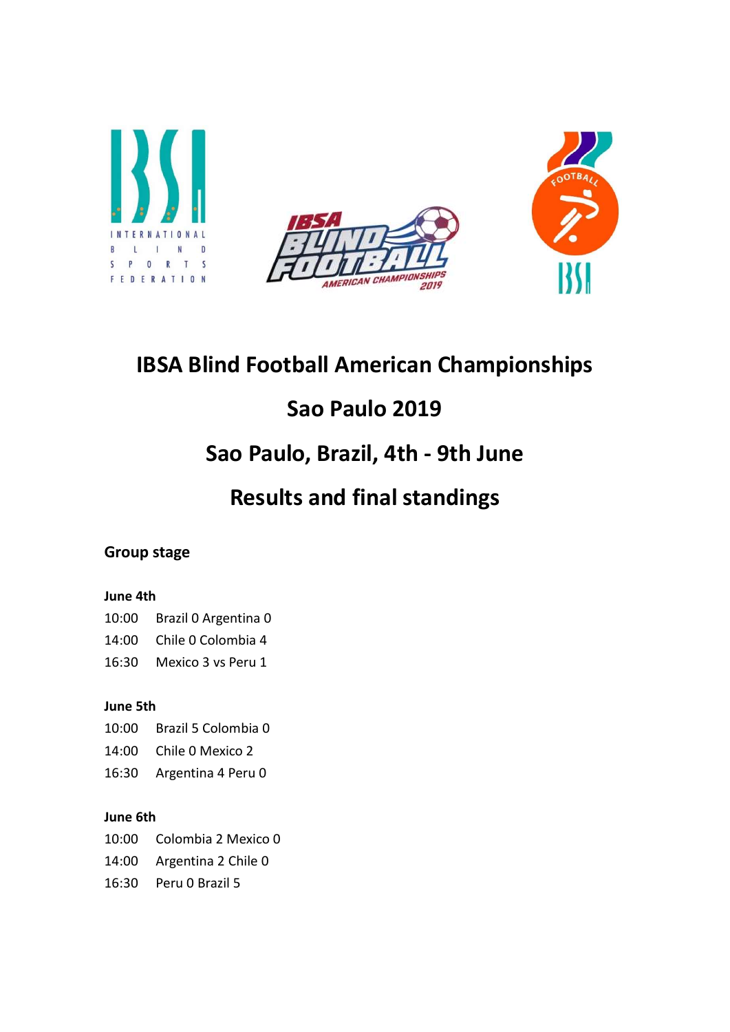# IBSA Blind Football American Championships

# Sao Paulo 2019

# Sao Paulo, Brazil, 4th - 9th June

# Results and final standings

## Group stage

### June 4th

10:00 Brazil 0 Argentina 0

14:00 Chile 0 Colombia 4

16:30 Mexico 3 vs Peru 1

### June 5th

10:00 Brazil 5 Colombia 0

14:00 Chile 0 Mexico 2

16:30 Argentina 4 Peru 0

### June 6th

10:00 Colombia 2 Mexico 0

14:00 Argentina 2 Chile 0

16:30 Peru 0 Brazil 5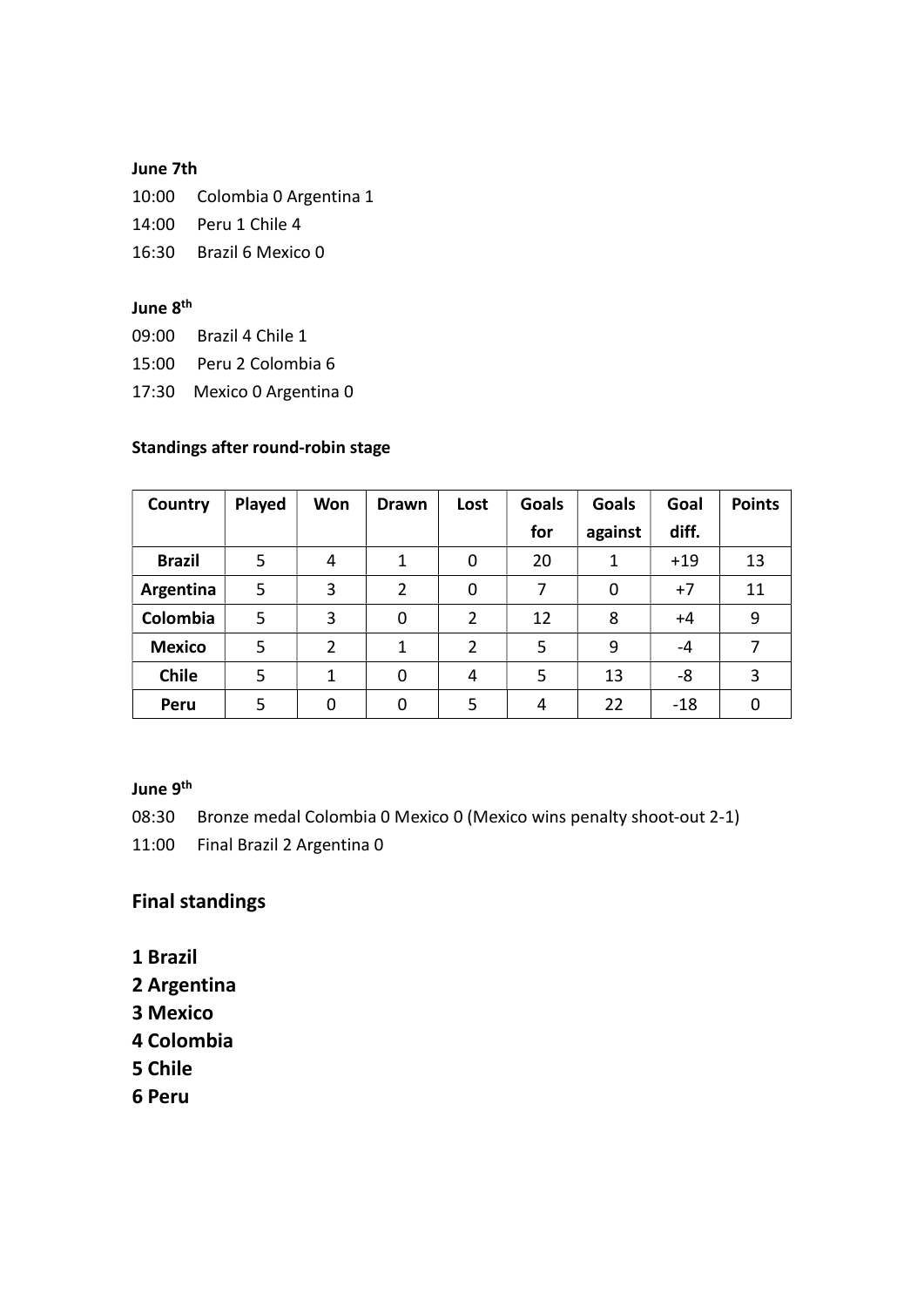**June 7th**

10:00 Colombia 0 Argentina 1

14:00 Peru 1 Chile 4

16:30 Brazil 6 Mexico 0

**June 8th**

09:00 Brazil 4 Chile 1

15:00 Peru 2 Colombia 6

17:30 Mexico 0 Argentina 0

**Standings after round-robin stage**

| Country | Played | Won | Drawn | Lost | Goals for | Goals against | Goal diff. | Points |
|---|---|---|---|---|---|---|---|---|
| **Brazil** | 5 | 4 | 1 | 0 | 20 | 1 | +19 | 13 |
| **Argentina** | 5 | 3 | 2 | 0 | 7 | 0 | +7 | 11 |
| **Colombia** | 5 | 3 | 0 | 2 | 12 | 8 | +4 | 9 |
| **Mexico** | 5 | 2 | 1 | 2 | 5 | 9 | -4 | 7 |
| **Chile** | 5 | 1 | 0 | 4 | 5 | 13 | -8 | 3 |
| **Peru** | 5 | 0 | 0 | 5 | 4 | 22 | -18 | 0 |

**June 9th**

08:30 Bronze medal Colombia 0 Mexico 0 (Mexico wins penalty shoot-out 2-1)

11:00 Final Brazil 2 Argentina 0

## Final standings

**1 Brazil**
**2 Argentina**
**3 Mexico**
**4 Colombia**
**5 Chile**
**6 Peru**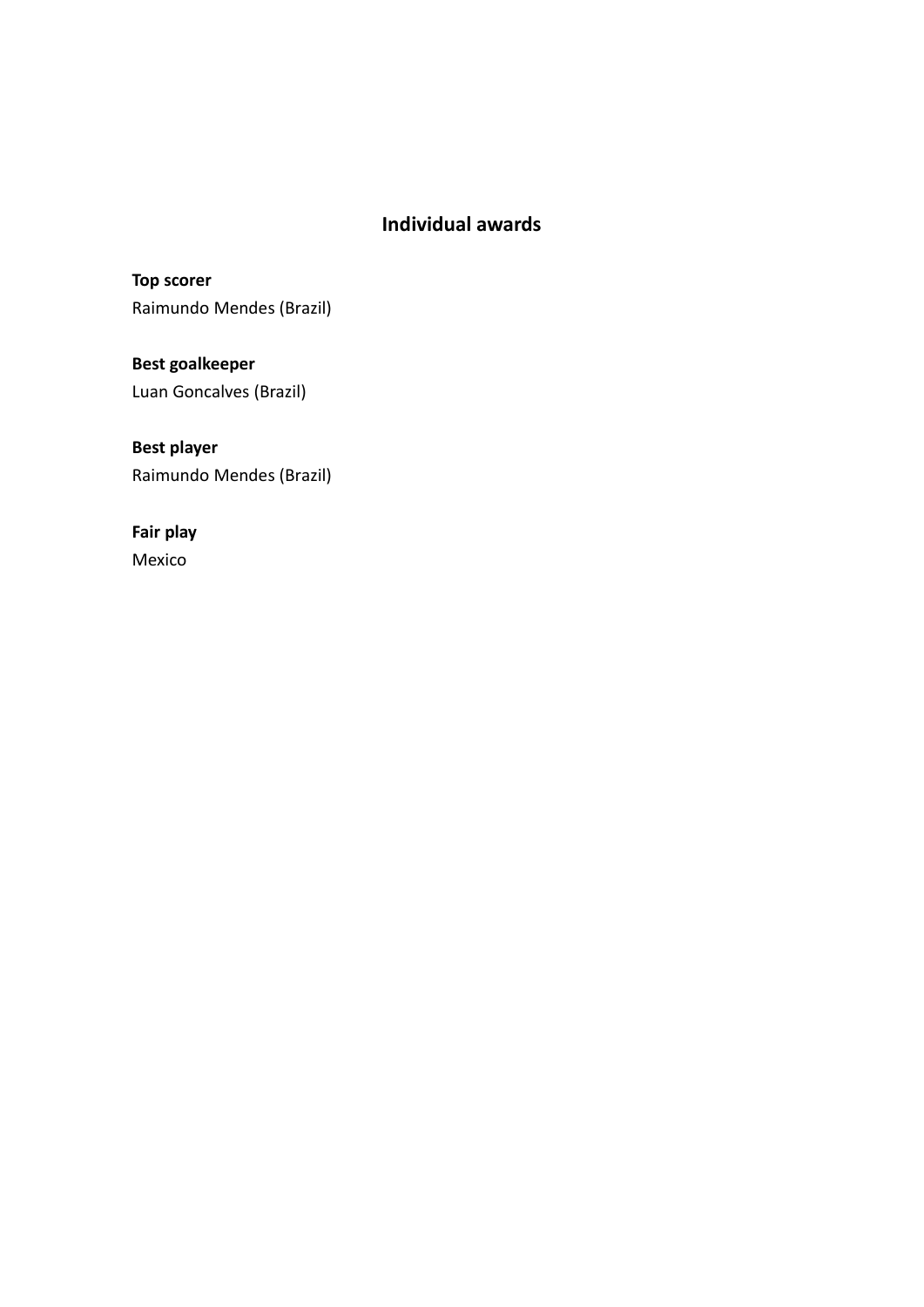## Individual awards

**Top scorer**
Raimundo Mendes (Brazil)

**Best goalkeeper**
Luan Goncalves (Brazil)

**Best player**
Raimundo Mendes (Brazil)

**Fair play**
Mexico